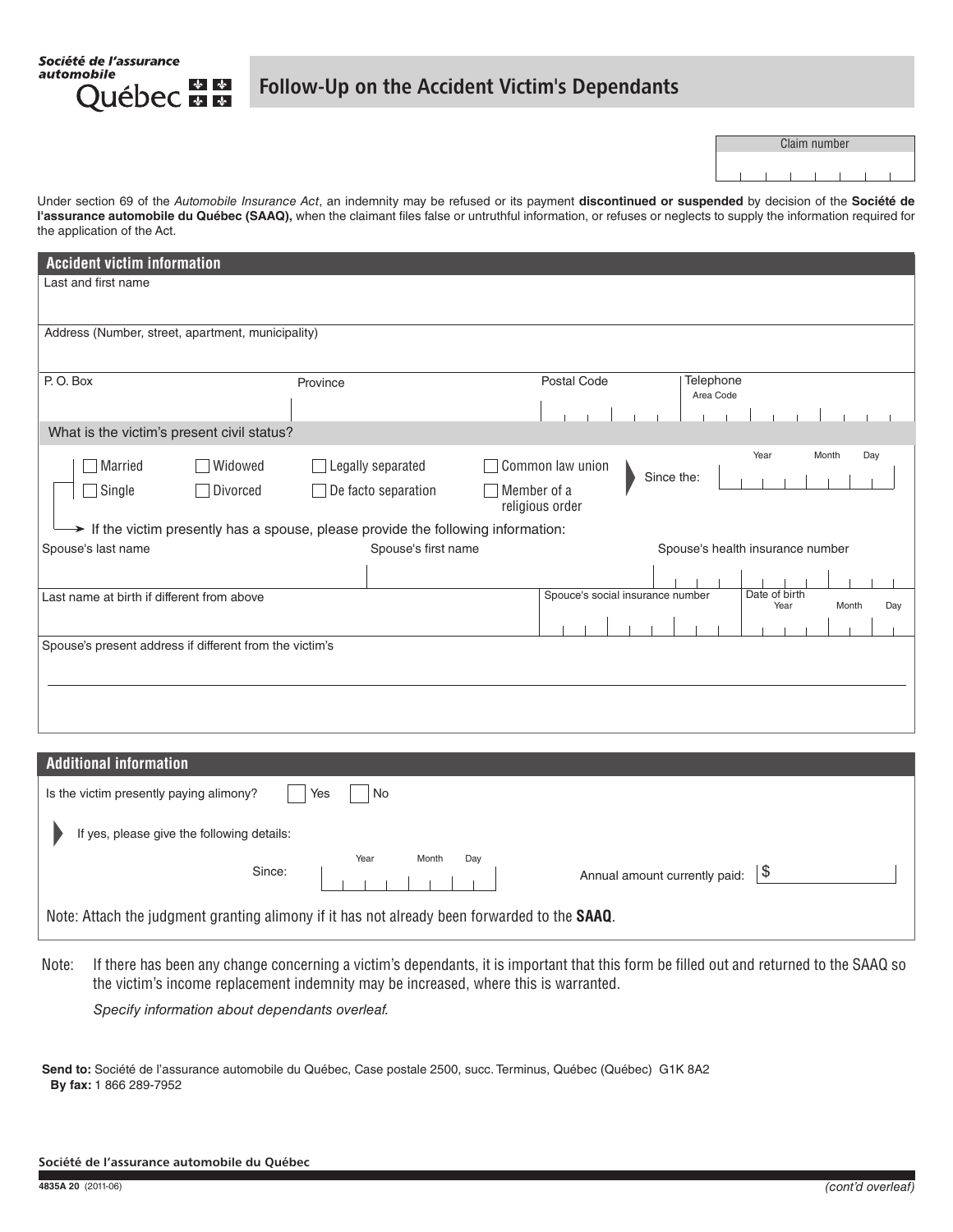Société de l'assurance automobile Québec

# Follow-Up on the Accident Victim's Dependants

| Claim number |
|---|
| |

Under section 69 of the *Automobile Insurance Act*, an indemnity may be refused or its payment **discontinued or suspended** by decision of the **Société de l'assurance automobile du Québec (SAAQ),** when the claimant files false or untruthful information, or refuses or neglects to supply the information required for the application of the Act.

## Accident victim information

Last and first name

Address (Number, street, apartment, municipality)

| P. O. Box | Province | Postal Code | Telephone Area Code |
|---|---|---|---|
| | | | |

**What is the victim's present civil status?**

- ☐ Married
- ☐ Single
- ☐ Widowed
- ☐ Divorced
- ☐ Legally separated
- ☐ De facto separation
- ☐ Common law union
- ☐ Member of a religious order

Since the: Year Month Day

If the victim presently has a spouse, please provide the following information:

| Spouse's last name | Spouse's first name | Spouse's health insurance number |
|---|---|---|
| | | |

| Last name at birth if different from above | Spouce's social insurance number | Date of birth Year Month Day |
|---|---|---|
| | | |

Spouse's present address if different from the victim's

## Additional information

Is the victim presently paying alimony? ☐ Yes ☐ No

If yes, please give the following details:

Since: Year Month Day

Annual amount currently paid: $

Note: Attach the judgment granting alimony if it has not already been forwarded to the **SAAQ**.

Note: If there has been any change concerning a victim's dependants, it is important that this form be filled out and returned to the SAAQ so the victim's income replacement indemnity may be increased, where this is warranted.

*Specify information about dependants overleaf.*

**Send to:** Société de l'assurance automobile du Québec, Case postale 2500, succ. Terminus, Québec (Québec) G1K 8A2
**By fax:** 1 866 289-7952

Société de l'assurance automobile du Québec

4835A 20 (2011-06)

*(cont'd overleaf)*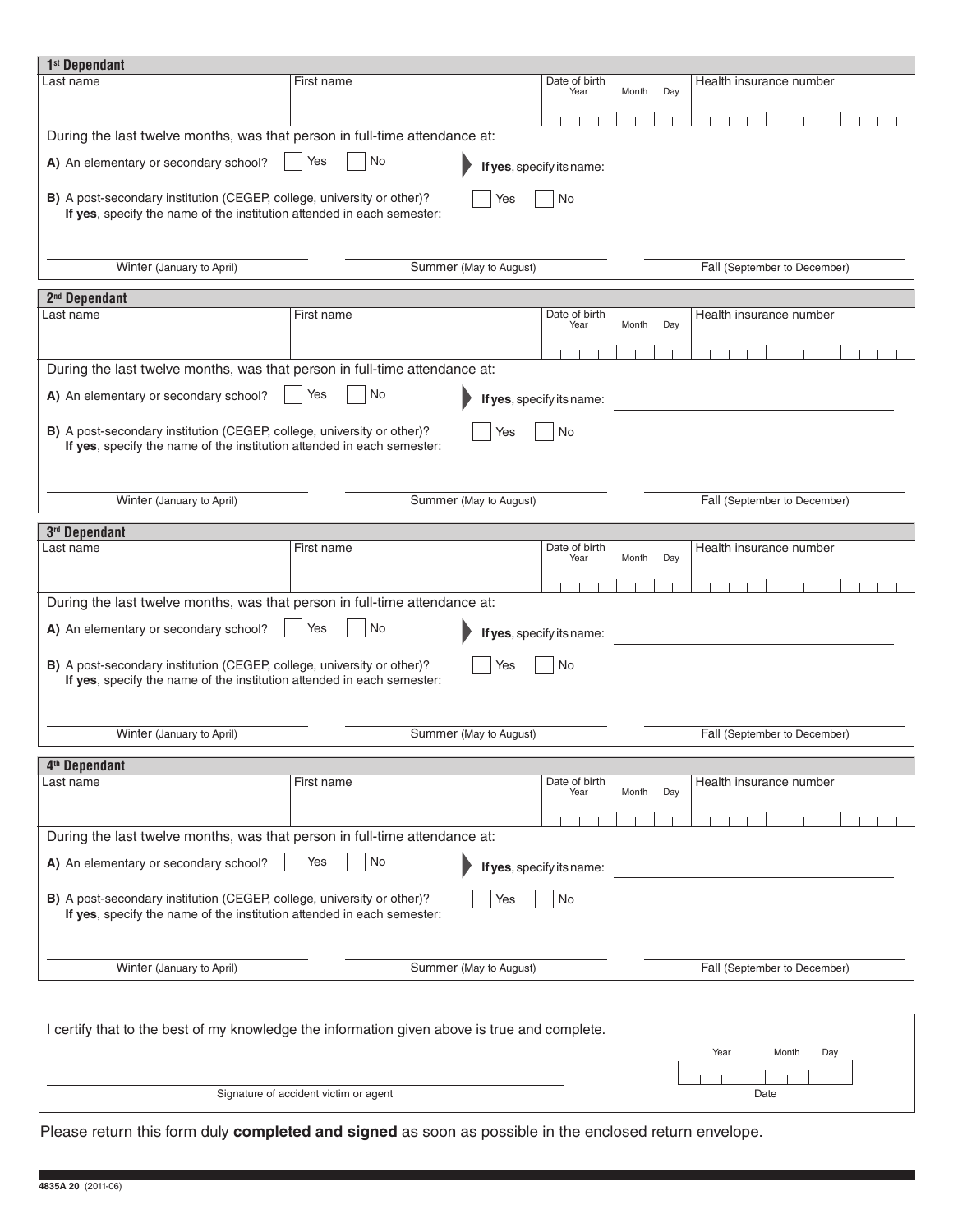## 1st Dependant

| Last name | First name | Date of birth (Year / Month / Day) | Health insurance number |
|---|---|---|---|
| | | | |

During the last twelve months, was that person in full-time attendance at:

**A)** An elementary or secondary school? ☐ Yes ☐ No **If yes**, specify its name: ____________________

**B)** A post-secondary institution (CEGEP, college, university or other)? ☐ Yes ☐ No
**If yes**, specify the name of the institution attended in each semester:

| Winter (January to April) | Summer (May to August) | Fall (September to December) |
|---|---|---|
| | | |

## 2nd Dependant

| Last name | First name | Date of birth (Year / Month / Day) | Health insurance number |
|---|---|---|---|
| | | | |

During the last twelve months, was that person in full-time attendance at:

**A)** An elementary or secondary school? ☐ Yes ☐ No **If yes**, specify its name: ____________________

**B)** A post-secondary institution (CEGEP, college, university or other)? ☐ Yes ☐ No
**If yes**, specify the name of the institution attended in each semester:

| Winter (January to April) | Summer (May to August) | Fall (September to December) |
|---|---|---|
| | | |

## 3rd Dependant

| Last name | First name | Date of birth (Year / Month / Day) | Health insurance number |
|---|---|---|---|
| | | | |

During the last twelve months, was that person in full-time attendance at:

**A)** An elementary or secondary school? ☐ Yes ☐ No **If yes**, specify its name: ____________________

**B)** A post-secondary institution (CEGEP, college, university or other)? ☐ Yes ☐ No
**If yes**, specify the name of the institution attended in each semester:

| Winter (January to April) | Summer (May to August) | Fall (September to December) |
|---|---|---|
| | | |

## 4th Dependant

| Last name | First name | Date of birth (Year / Month / Day) | Health insurance number |
|---|---|---|---|
| | | | |

During the last twelve months, was that person in full-time attendance at:

**A)** An elementary or secondary school? ☐ Yes ☐ No **If yes**, specify its name: ____________________

**B)** A post-secondary institution (CEGEP, college, university or other)? ☐ Yes ☐ No
**If yes**, specify the name of the institution attended in each semester:

| Winter (January to April) | Summer (May to August) | Fall (September to December) |
|---|---|---|
| | | |

---

I certify that to the best of my knowledge the information given above is true and complete.

____________________________________
Signature of accident victim or agent

Date (Year / Month / Day): ____________

Please return this form duly **completed and signed** as soon as possible in the enclosed return envelope.

**4835A 20** (2011-06)